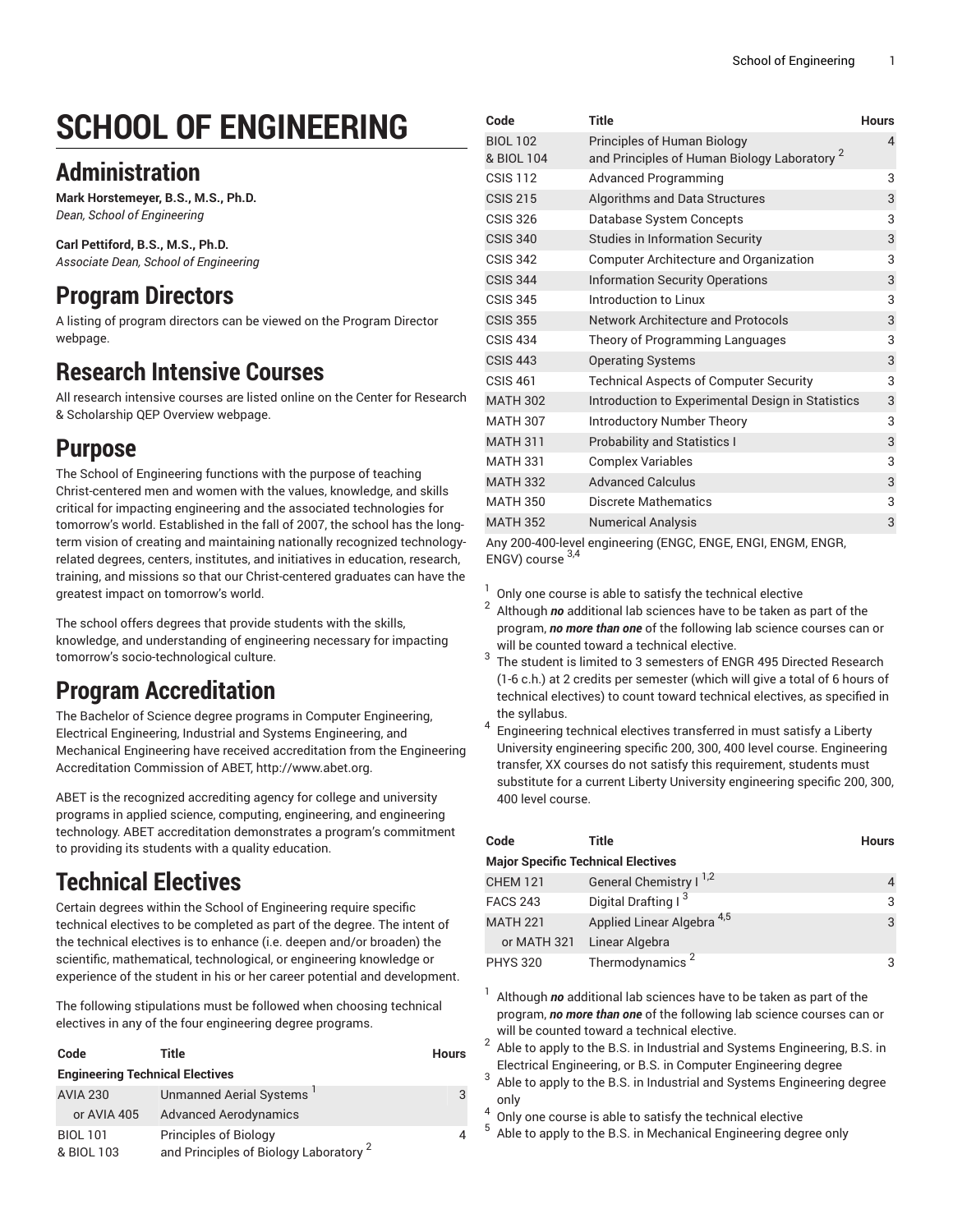# SCHOOL OF ENGINEERING

## Administration

**Mark Horstemeyer, B.S., M.S., Ph.D.**
*Dean, School of Engineering*

**Carl Pettiford, B.S., M.S., Ph.D.**
*Associate Dean, School of Engineering*

## Program Directors

A listing of program directors can be viewed on the Program Director webpage.

## Research Intensive Courses

All research intensive courses are listed online on the Center for Research & Scholarship QEP Overview webpage.

## Purpose

The School of Engineering functions with the purpose of teaching Christ-centered men and women with the values, knowledge, and skills critical for impacting engineering and the associated technologies for tomorrow's world. Established in the fall of 2007, the school has the long-term vision of creating and maintaining nationally recognized technology-related degrees, centers, institutes, and initiatives in education, research, training, and missions so that our Christ-centered graduates can have the greatest impact on tomorrow's world.

The school offers degrees that provide students with the skills, knowledge, and understanding of engineering necessary for impacting tomorrow's socio-technological culture.

## Program Accreditation

The Bachelor of Science degree programs in Computer Engineering, Electrical Engineering, Industrial and Systems Engineering, and Mechanical Engineering have received accreditation from the Engineering Accreditation Commission of ABET, http://www.abet.org.

ABET is the recognized accrediting agency for college and university programs in applied science, computing, engineering, and engineering technology. ABET accreditation demonstrates a program's commitment to providing its students with a quality education.

## Technical Electives

Certain degrees within the School of Engineering require specific technical electives to be completed as part of the degree. The intent of the technical electives is to enhance (i.e. deepen and/or broaden) the scientific, mathematical, technological, or engineering knowledge or experience of the student in his or her career potential and development.

The following stipulations must be followed when choosing technical electives in any of the four engineering degree programs.

| Code | Title | Hours |
|---|---|---|
| **Engineering Technical Electives** | | |
| AVIA 230 | Unmanned Aerial Systems [1] | 3 |
| or AVIA 405 | Advanced Aerodynamics | |
| BIOL 101 & BIOL 103 | Principles of Biology and Principles of Biology Laboratory [2] | 4 |
| BIOL 102 & BIOL 104 | Principles of Human Biology and Principles of Human Biology Laboratory [2] | 4 |
| CSIS 112 | Advanced Programming | 3 |
| CSIS 215 | Algorithms and Data Structures | 3 |
| CSIS 326 | Database System Concepts | 3 |
| CSIS 340 | Studies in Information Security | 3 |
| CSIS 342 | Computer Architecture and Organization | 3 |
| CSIS 344 | Information Security Operations | 3 |
| CSIS 345 | Introduction to Linux | 3 |
| CSIS 355 | Network Architecture and Protocols | 3 |
| CSIS 434 | Theory of Programming Languages | 3 |
| CSIS 443 | Operating Systems | 3 |
| CSIS 461 | Technical Aspects of Computer Security | 3 |
| MATH 302 | Introduction to Experimental Design in Statistics | 3 |
| MATH 307 | Introductory Number Theory | 3 |
| MATH 311 | Probability and Statistics I | 3 |
| MATH 331 | Complex Variables | 3 |
| MATH 332 | Advanced Calculus | 3 |
| MATH 350 | Discrete Mathematics | 3 |
| MATH 352 | Numerical Analysis | 3 |
| Any 200-400-level engineering (ENGC, ENGE, ENGI, ENGM, ENGR, ENGV) course [3,4] | | |

1. Only one course is able to satisfy the technical elective
2. Although ***no*** additional lab sciences have to be taken as part of the program, ***no more than one*** of the following lab science courses can or will be counted toward a technical elective.
3. The student is limited to 3 semesters of ENGR 495 Directed Research (1-6 c.h.) at 2 credits per semester (which will give a total of 6 hours of technical electives) to count toward technical electives, as specified in the syllabus.
4. Engineering technical electives transferred in must satisfy a Liberty University engineering specific 200, 300, 400 level course. Engineering transfer, XX courses do not satisfy this requirement, students must substitute for a current Liberty University engineering specific 200, 300, 400 level course.

| Code | Title | Hours |
|---|---|---|
| **Major Specific Technical Electives** | | |
| CHEM 121 | General Chemistry I [1,2] | 4 |
| FACS 243 | Digital Drafting I [3] | 3 |
| MATH 221 | Applied Linear Algebra [4,5] | 3 |
| or MATH 321 | Linear Algebra | |
| PHYS 320 | Thermodynamics [2] | 3 |

1. Although ***no*** additional lab sciences have to be taken as part of the program, ***no more than one*** of the following lab science courses can or will be counted toward a technical elective.
2. Able to apply to the B.S. in Industrial and Systems Engineering, B.S. in Electrical Engineering, or B.S. in Computer Engineering degree
3. Able to apply to the B.S. in Industrial and Systems Engineering degree only
4. Only one course is able to satisfy the technical elective
5. Able to apply to the B.S. in Mechanical Engineering degree only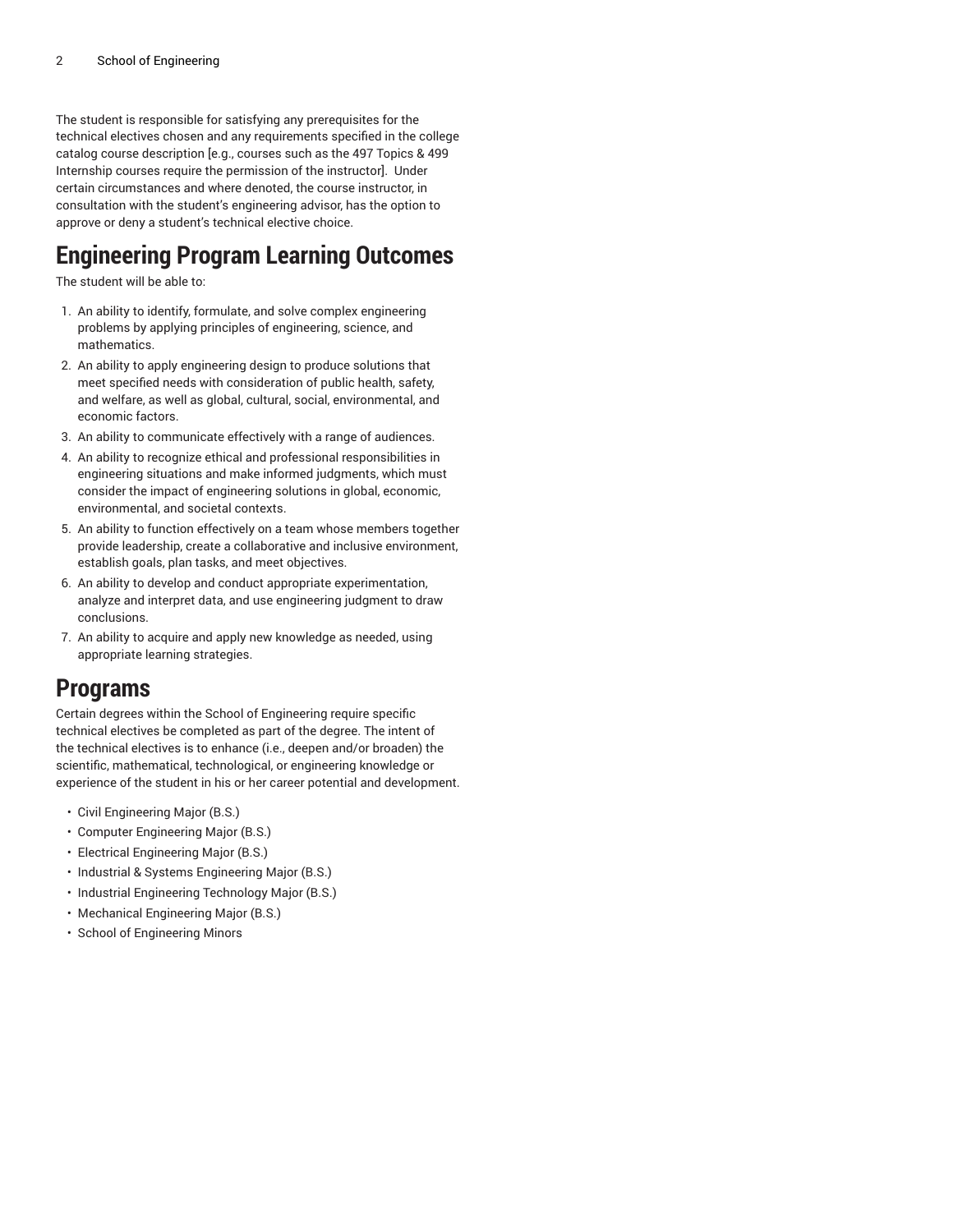The student is responsible for satisfying any prerequisites for the technical electives chosen and any requirements specified in the college catalog course description [e.g., courses such as the 497 Topics & 499 Internship courses require the permission of the instructor]. Under certain circumstances and where denoted, the course instructor, in consultation with the student's engineering advisor, has the option to approve or deny a student's technical elective choice.

## Engineering Program Learning Outcomes

The student will be able to:

1. An ability to identify, formulate, and solve complex engineering problems by applying principles of engineering, science, and mathematics.
2. An ability to apply engineering design to produce solutions that meet specified needs with consideration of public health, safety, and welfare, as well as global, cultural, social, environmental, and economic factors.
3. An ability to communicate effectively with a range of audiences.
4. An ability to recognize ethical and professional responsibilities in engineering situations and make informed judgments, which must consider the impact of engineering solutions in global, economic, environmental, and societal contexts.
5. An ability to function effectively on a team whose members together provide leadership, create a collaborative and inclusive environment, establish goals, plan tasks, and meet objectives.
6. An ability to develop and conduct appropriate experimentation, analyze and interpret data, and use engineering judgment to draw conclusions.
7. An ability to acquire and apply new knowledge as needed, using appropriate learning strategies.

## Programs

Certain degrees within the School of Engineering require specific technical electives be completed as part of the degree. The intent of the technical electives is to enhance (i.e., deepen and/or broaden) the scientific, mathematical, technological, or engineering knowledge or experience of the student in his or her career potential and development.

- Civil Engineering Major (B.S.)
- Computer Engineering Major (B.S.)
- Electrical Engineering Major (B.S.)
- Industrial & Systems Engineering Major (B.S.)
- Industrial Engineering Technology Major (B.S.)
- Mechanical Engineering Major (B.S.)
- School of Engineering Minors